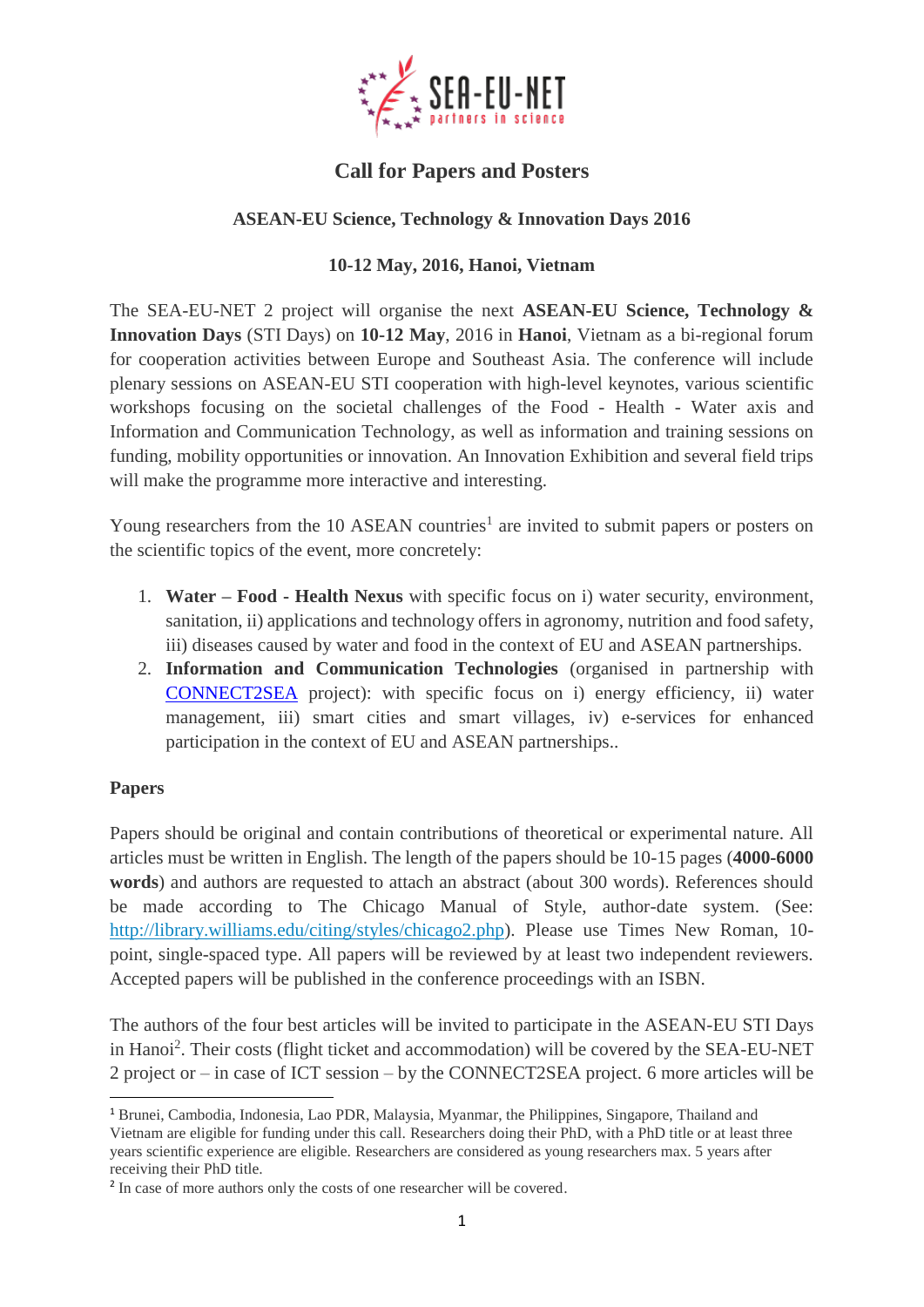# Call for Papers and Posters

**ASEAN-EU Science, Technology & Innovation Days 2016**

**10-12 May, 2016, Hanoi, Vietnam**

The SEA-EU-NET 2 project will organise the next **ASEAN-EU Science, Technology & Innovation Days** (STI Days) on **10-12 May**, 2016 in **Hanoi**, Vietnam as a bi-regional forum for cooperation activities between Europe and Southeast Asia. The conference will include plenary sessions on ASEAN-EU STI cooperation with high-level keynotes, various scientific workshops focusing on the societal challenges of the Food - Health - Water axis and Information and Communication Technology, as well as information and training sessions on funding, mobility opportunities or innovation. An Innovation Exhibition and several field trips will make the programme more interactive and interesting.

Young researchers from the 10 ASEAN countries[1] are invited to submit papers or posters on the scientific topics of the event, more concretely:

1. **Water – Food - Health Nexus** with specific focus on i) water security, environment, sanitation, ii) applications and technology offers in agronomy, nutrition and food safety, iii) diseases caused by water and food in the context of EU and ASEAN partnerships.
2. **Information and Communication Technologies** (organised in partnership with CONNECT2SEA project): with specific focus on i) energy efficiency, ii) water management, iii) smart cities and smart villages, iv) e-services for enhanced participation in the context of EU and ASEAN partnerships..

**Papers**

Papers should be original and contain contributions of theoretical or experimental nature. All articles must be written in English. The length of the papers should be 10-15 pages (**4000-6000 words**) and authors are requested to attach an abstract (about 300 words). References should be made according to The Chicago Manual of Style, author-date system. (See: http://library.williams.edu/citing/styles/chicago2.php). Please use Times New Roman, 10-point, single-spaced type. All papers will be reviewed by at least two independent reviewers. Accepted papers will be published in the conference proceedings with an ISBN.

The authors of the four best articles will be invited to participate in the ASEAN-EU STI Days in Hanoi[2]. Their costs (flight ticket and accommodation) will be covered by the SEA-EU-NET 2 project or – in case of ICT session – by the CONNECT2SEA project. 6 more articles will be

---

[1] Brunei, Cambodia, Indonesia, Lao PDR, Malaysia, Myanmar, the Philippines, Singapore, Thailand and Vietnam are eligible for funding under this call. Researchers doing their PhD, with a PhD title or at least three years scientific experience are eligible. Researchers are considered as young researchers max. 5 years after receiving their PhD title.

[2] In case of more authors only the costs of one researcher will be covered.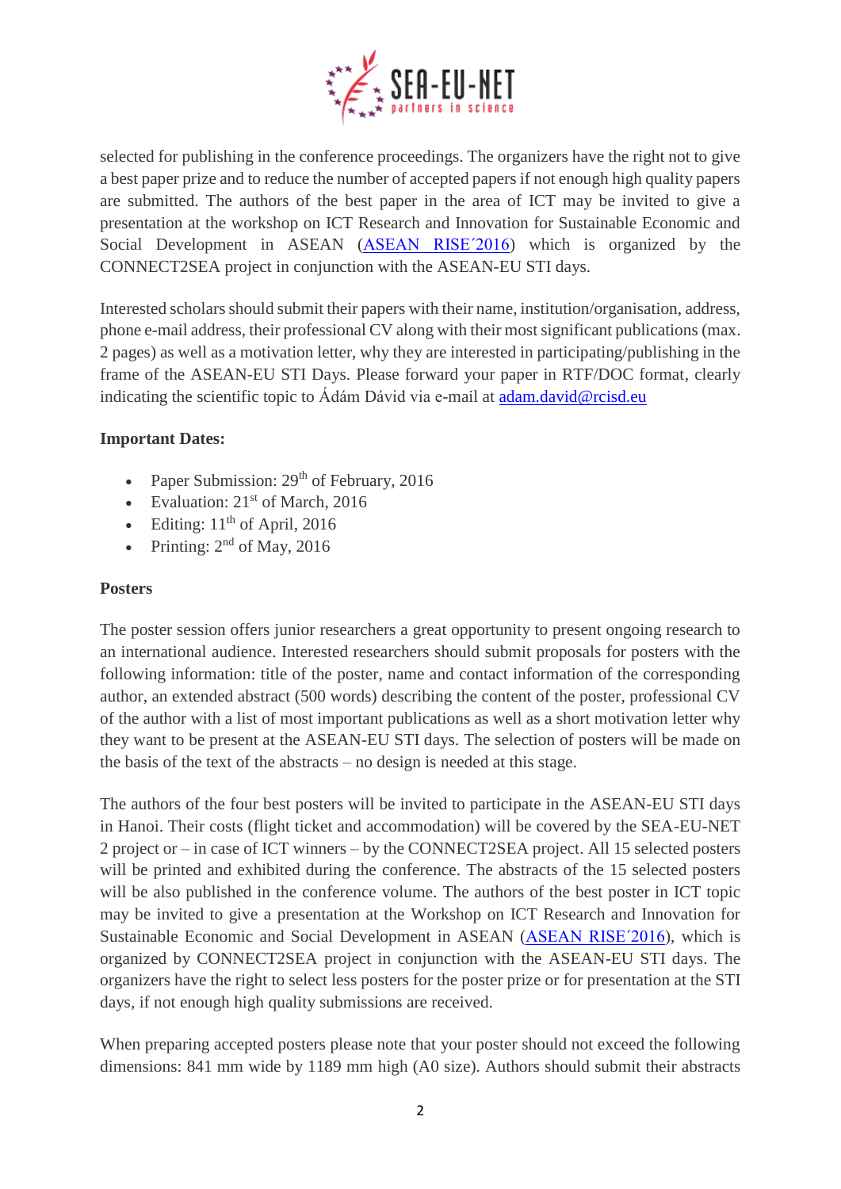selected for publishing in the conference proceedings. The organizers have the right not to give a best paper prize and to reduce the number of accepted papers if not enough high quality papers are submitted. The authors of the best paper in the area of ICT may be invited to give a presentation at the workshop on ICT Research and Innovation for Sustainable Economic and Social Development in ASEAN (ASEAN RISE´2016) which is organized by the CONNECT2SEA project in conjunction with the ASEAN-EU STI days.

Interested scholars should submit their papers with their name, institution/organisation, address, phone e-mail address, their professional CV along with their most significant publications (max. 2 pages) as well as a motivation letter, why they are interested in participating/publishing in the frame of the ASEAN-EU STI Days. Please forward your paper in RTF/DOC format, clearly indicating the scientific topic to Ádám Dávid via e-mail at adam.david@rcisd.eu

**Important Dates:**

- Paper Submission: 29th of February, 2016
- Evaluation: 21st of March, 2016
- Editing: 11th of April, 2016
- Printing: 2nd of May, 2016

**Posters**

The poster session offers junior researchers a great opportunity to present ongoing research to an international audience. Interested researchers should submit proposals for posters with the following information: title of the poster, name and contact information of the corresponding author, an extended abstract (500 words) describing the content of the poster, professional CV of the author with a list of most important publications as well as a short motivation letter why they want to be present at the ASEAN-EU STI days. The selection of posters will be made on the basis of the text of the abstracts – no design is needed at this stage.

The authors of the four best posters will be invited to participate in the ASEAN-EU STI days in Hanoi. Their costs (flight ticket and accommodation) will be covered by the SEA-EU-NET 2 project or – in case of ICT winners – by the CONNECT2SEA project. All 15 selected posters will be printed and exhibited during the conference. The abstracts of the 15 selected posters will be also published in the conference volume. The authors of the best poster in ICT topic may be invited to give a presentation at the Workshop on ICT Research and Innovation for Sustainable Economic and Social Development in ASEAN (ASEAN RISE´2016), which is organized by CONNECT2SEA project in conjunction with the ASEAN-EU STI days. The organizers have the right to select less posters for the poster prize or for presentation at the STI days, if not enough high quality submissions are received.

When preparing accepted posters please note that your poster should not exceed the following dimensions: 841 mm wide by 1189 mm high (A0 size). Authors should submit their abstracts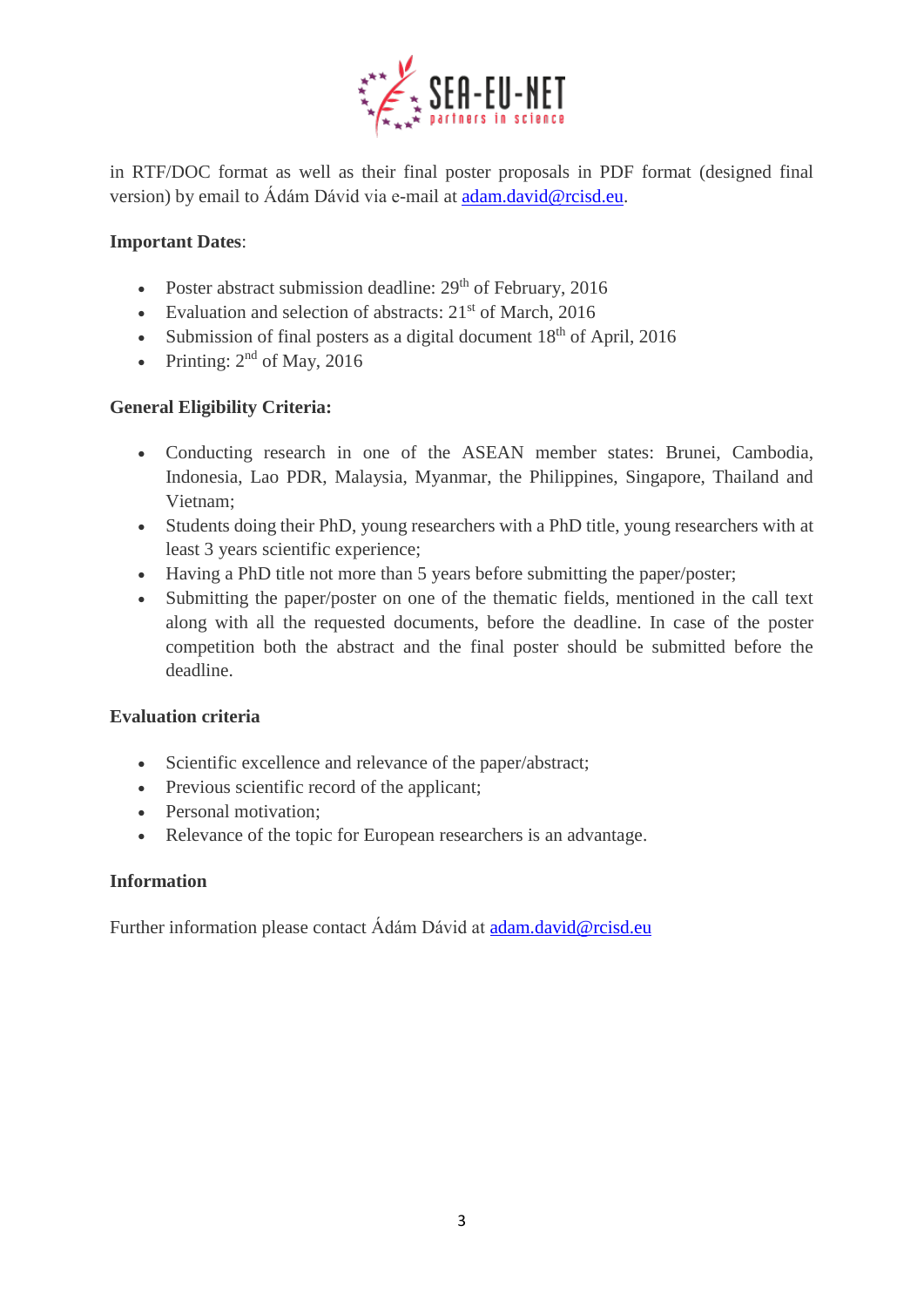in RTF/DOC format as well as their final poster proposals in PDF format (designed final version) by email to Ádám Dávid via e-mail at adam.david@rcisd.eu.

**Important Dates**:

- Poster abstract submission deadline: 29th of February, 2016
- Evaluation and selection of abstracts: 21st of March, 2016
- Submission of final posters as a digital document 18th of April, 2016
- Printing: 2nd of May, 2016

**General Eligibility Criteria:**

- Conducting research in one of the ASEAN member states: Brunei, Cambodia, Indonesia, Lao PDR, Malaysia, Myanmar, the Philippines, Singapore, Thailand and Vietnam;
- Students doing their PhD, young researchers with a PhD title, young researchers with at least 3 years scientific experience;
- Having a PhD title not more than 5 years before submitting the paper/poster;
- Submitting the paper/poster on one of the thematic fields, mentioned in the call text along with all the requested documents, before the deadline. In case of the poster competition both the abstract and the final poster should be submitted before the deadline.

**Evaluation criteria**

- Scientific excellence and relevance of the paper/abstract;
- Previous scientific record of the applicant;
- Personal motivation;
- Relevance of the topic for European researchers is an advantage.

**Information**

Further information please contact Ádám Dávid at adam.david@rcisd.eu